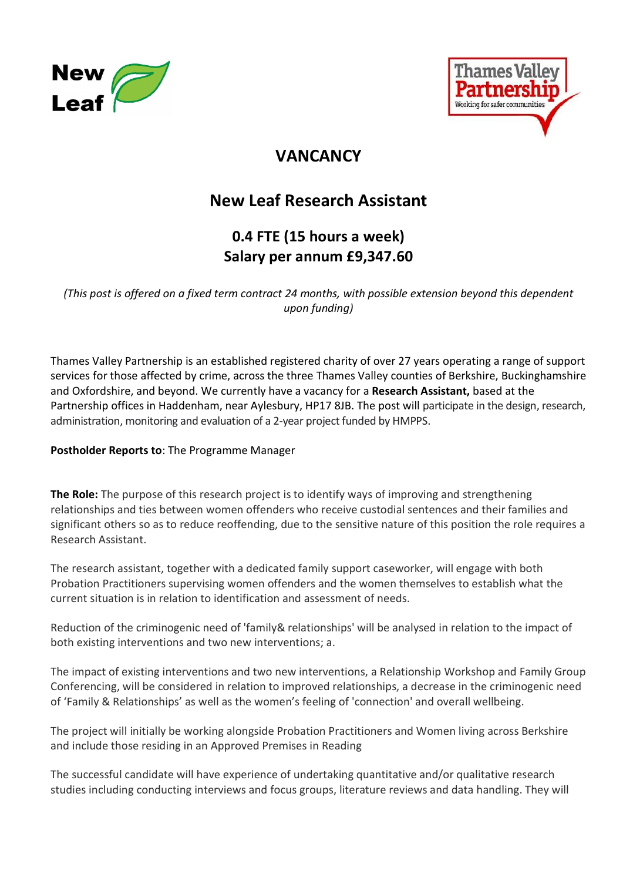New Leaf

Thames Valley Partnership
Working for safer communities

# VANCANCY

## New Leaf Research Assistant

### 0.4 FTE (15 hours a week)
### Salary per annum £9,347.60

*(This post is offered on a fixed term contract 24 months, with possible extension beyond this dependent upon funding)*

Thames Valley Partnership is an established registered charity of over 27 years operating a range of support services for those affected by crime, across the three Thames Valley counties of Berkshire, Buckinghamshire and Oxfordshire, and beyond. We currently have a vacancy for a **Research Assistant,** based at the Partnership offices in Haddenham, near Aylesbury, HP17 8JB. The post will participate in the design, research, administration, monitoring and evaluation of a 2-year project funded by HMPPS.

**Postholder Reports to**: The Programme Manager

**The Role:** The purpose of this research project is to identify ways of improving and strengthening relationships and ties between women offenders who receive custodial sentences and their families and significant others so as to reduce reoffending, due to the sensitive nature of this position the role requires a Research Assistant.

The research assistant, together with a dedicated family support caseworker, will engage with both Probation Practitioners supervising women offenders and the women themselves to establish what the current situation is in relation to identification and assessment of needs.

Reduction of the criminogenic need of 'family& relationships' will be analysed in relation to the impact of both existing interventions and two new interventions; a.

The impact of existing interventions and two new interventions, a Relationship Workshop and Family Group Conferencing, will be considered in relation to improved relationships, a decrease in the criminogenic need of 'Family & Relationships' as well as the women's feeling of 'connection' and overall wellbeing.

The project will initially be working alongside Probation Practitioners and Women living across Berkshire and include those residing in an Approved Premises in Reading

The successful candidate will have experience of undertaking quantitative and/or qualitative research studies including conducting interviews and focus groups, literature reviews and data handling. They will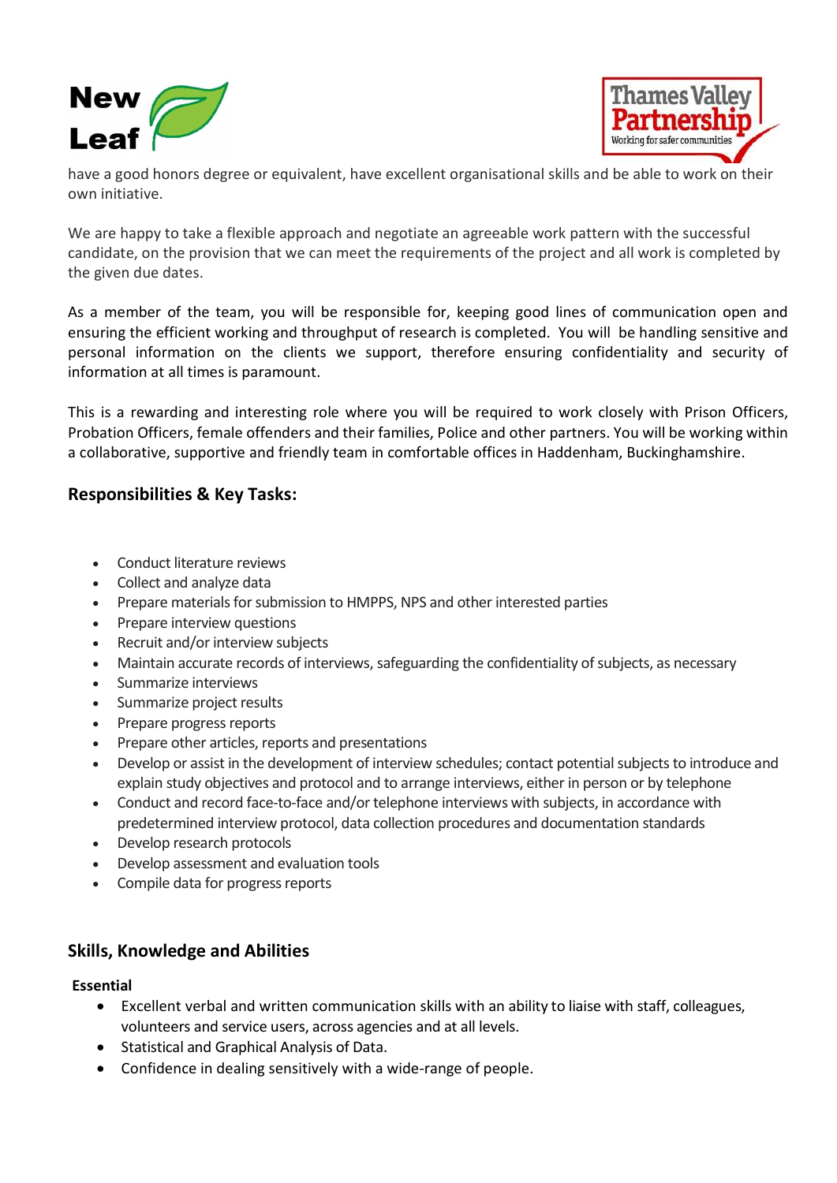have a good honors degree or equivalent, have excellent organisational skills and be able to work on their own initiative.

We are happy to take a flexible approach and negotiate an agreeable work pattern with the successful candidate, on the provision that we can meet the requirements of the project and all work is completed by the given due dates.

As a member of the team, you will be responsible for, keeping good lines of communication open and ensuring the efficient working and throughput of research is completed. You will be handling sensitive and personal information on the clients we support, therefore ensuring confidentiality and security of information at all times is paramount.

This is a rewarding and interesting role where you will be required to work closely with Prison Officers, Probation Officers, female offenders and their families, Police and other partners. You will be working within a collaborative, supportive and friendly team in comfortable offices in Haddenham, Buckinghamshire.

## Responsibilities & Key Tasks:

- Conduct literature reviews
- Collect and analyze data
- Prepare materials for submission to HMPPS, NPS and other interested parties
- Prepare interview questions
- Recruit and/or interview subjects
- Maintain accurate records of interviews, safeguarding the confidentiality of subjects, as necessary
- Summarize interviews
- Summarize project results
- Prepare progress reports
- Prepare other articles, reports and presentations
- Develop or assist in the development of interview schedules; contact potential subjects to introduce and explain study objectives and protocol and to arrange interviews, either in person or by telephone
- Conduct and record face-to-face and/or telephone interviews with subjects, in accordance with predetermined interview protocol, data collection procedures and documentation standards
- Develop research protocols
- Develop assessment and evaluation tools
- Compile data for progress reports

## Skills, Knowledge and Abilities

**Essential**

- Excellent verbal and written communication skills with an ability to liaise with staff, colleagues, volunteers and service users, across agencies and at all levels.
- Statistical and Graphical Analysis of Data.
- Confidence in dealing sensitively with a wide-range of people.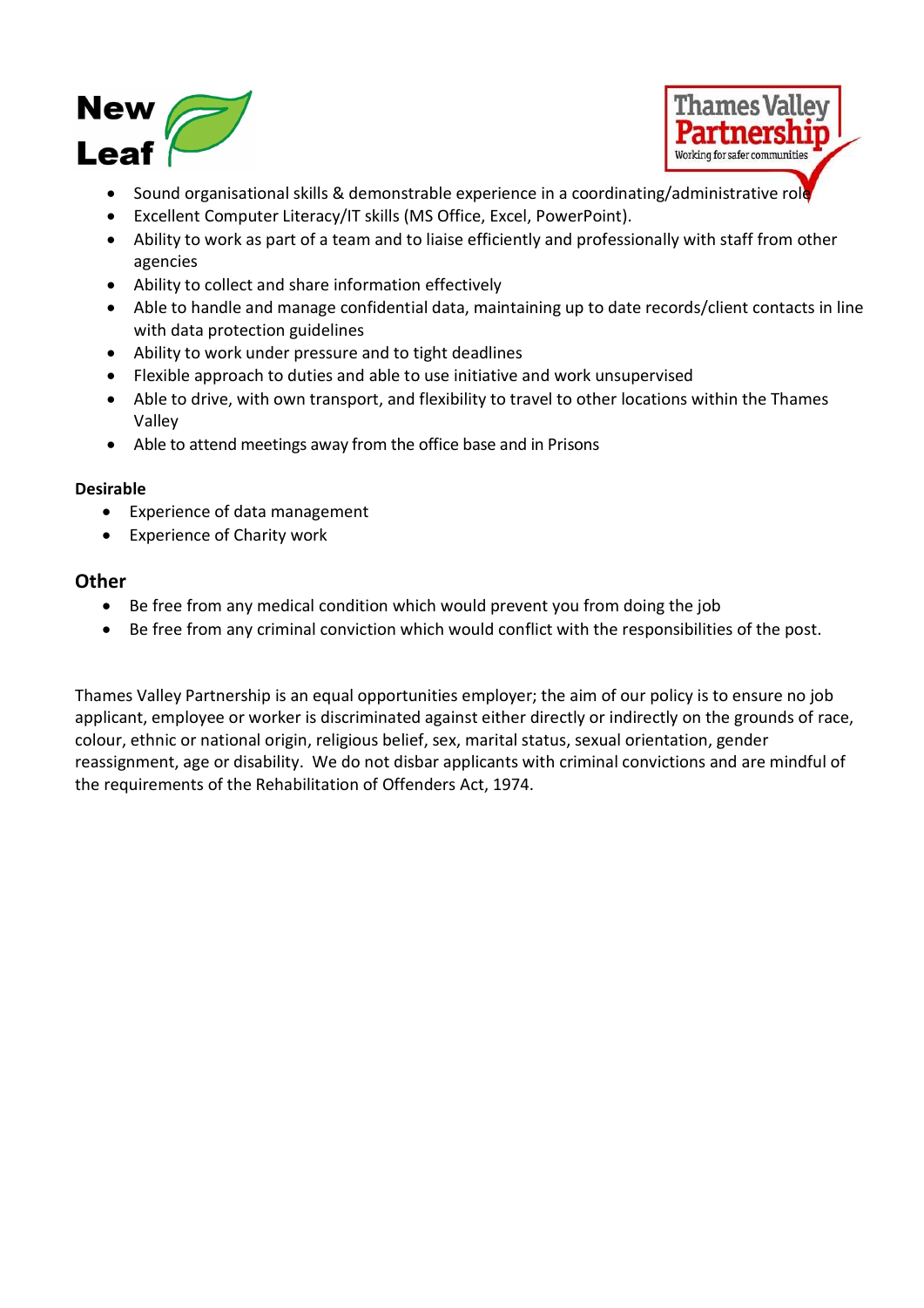- Sound organisational skills & demonstrable experience in a coordinating/administrative role
- Excellent Computer Literacy/IT skills (MS Office, Excel, PowerPoint).
- Ability to work as part of a team and to liaise efficiently and professionally with staff from other agencies
- Ability to collect and share information effectively
- Able to handle and manage confidential data, maintaining up to date records/client contacts in line with data protection guidelines
- Ability to work under pressure and to tight deadlines
- Flexible approach to duties and able to use initiative and work unsupervised
- Able to drive, with own transport, and flexibility to travel to other locations within the Thames Valley
- Able to attend meetings away from the office base and in Prisons

**Desirable**

- Experience of data management
- Experience of Charity work

## Other

- Be free from any medical condition which would prevent you from doing the job
- Be free from any criminal conviction which would conflict with the responsibilities of the post.

Thames Valley Partnership is an equal opportunities employer; the aim of our policy is to ensure no job applicant, employee or worker is discriminated against either directly or indirectly on the grounds of race, colour, ethnic or national origin, religious belief, sex, marital status, sexual orientation, gender reassignment, age or disability. We do not disbar applicants with criminal convictions and are mindful of the requirements of the Rehabilitation of Offenders Act, 1974.